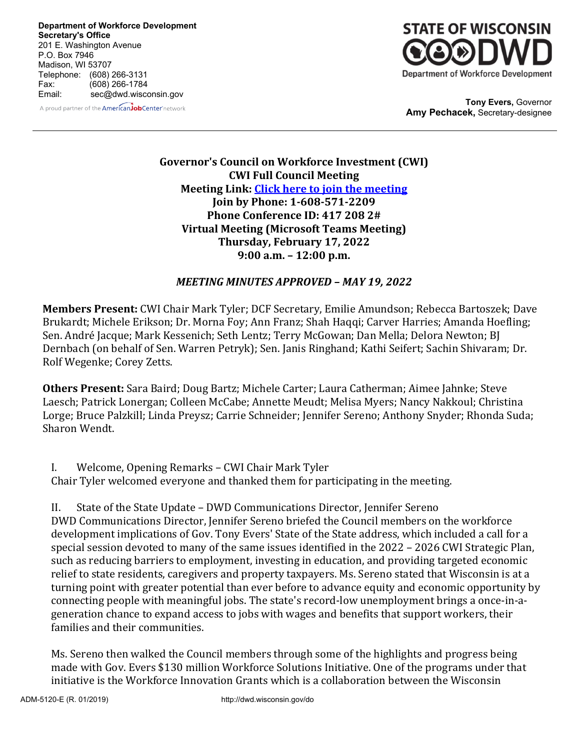**Department of Workforce Development**
**Secretary's Office**
201 E. Washington Avenue
P.O. Box 7946
Madison, WI 53707
Telephone: (608) 266-3131
Fax: (608) 266-1784
Email: sec@dwd.wisconsin.gov

A proud partner of the AmericanJobCenter network

STATE OF WISCONSIN DWD
Department of Workforce Development

**Tony Evers,** Governor
**Amy Pechacek,** Secretary-designee

---

**Governor's Council on Workforce Investment (CWI)**
**CWI Full Council Meeting**
**Meeting Link: [Click here to join the meeting]()**
**Join by Phone: 1-608-571-2209**
**Phone Conference ID: 417 208 2#**
**Virtual Meeting (Microsoft Teams Meeting)**
**Thursday, February 17, 2022**
**9:00 a.m. – 12:00 p.m.**

***MEETING MINUTES APPROVED – MAY 19, 2022***

**Members Present:** CWI Chair Mark Tyler; DCF Secretary, Emilie Amundson; Rebecca Bartoszek; Dave Brukardt; Michele Erikson; Dr. Morna Foy; Ann Franz; Shah Haqqi; Carver Harries; Amanda Hoefling; Sen. André Jacque; Mark Kessenich; Seth Lentz; Terry McGowan; Dan Mella; Delora Newton; BJ Dernbach (on behalf of Sen. Warren Petryk); Sen. Janis Ringhand; Kathi Seifert; Sachin Shivaram; Dr. Rolf Wegenke; Corey Zetts.

**Others Present:** Sara Baird; Doug Bartz; Michele Carter; Laura Catherman; Aimee Jahnke; Steve Laesch; Patrick Lonergan; Colleen McCabe; Annette Meudt; Melisa Myers; Nancy Nakkoul; Christina Lorge; Bruce Palzkill; Linda Preysz; Carrie Schneider; Jennifer Sereno; Anthony Snyder; Rhonda Suda; Sharon Wendt.

I. Welcome, Opening Remarks – CWI Chair Mark Tyler

Chair Tyler welcomed everyone and thanked them for participating in the meeting.

II. State of the State Update – DWD Communications Director, Jennifer Sereno

DWD Communications Director, Jennifer Sereno briefed the Council members on the workforce development implications of Gov. Tony Evers' State of the State address, which included a call for a special session devoted to many of the same issues identified in the 2022 – 2026 CWI Strategic Plan, such as reducing barriers to employment, investing in education, and providing targeted economic relief to state residents, caregivers and property taxpayers. Ms. Sereno stated that Wisconsin is at a turning point with greater potential than ever before to advance equity and economic opportunity by connecting people with meaningful jobs. The state's record-low unemployment brings a once-in-a-generation chance to expand access to jobs with wages and benefits that support workers, their families and their communities.

Ms. Sereno then walked the Council members through some of the highlights and progress being made with Gov. Evers $130 million Workforce Solutions Initiative. One of the programs under that initiative is the Workforce Innovation Grants which is a collaboration between the Wisconsin

ADM-5120-E (R. 01/2019) http://dwd.wisconsin.gov/do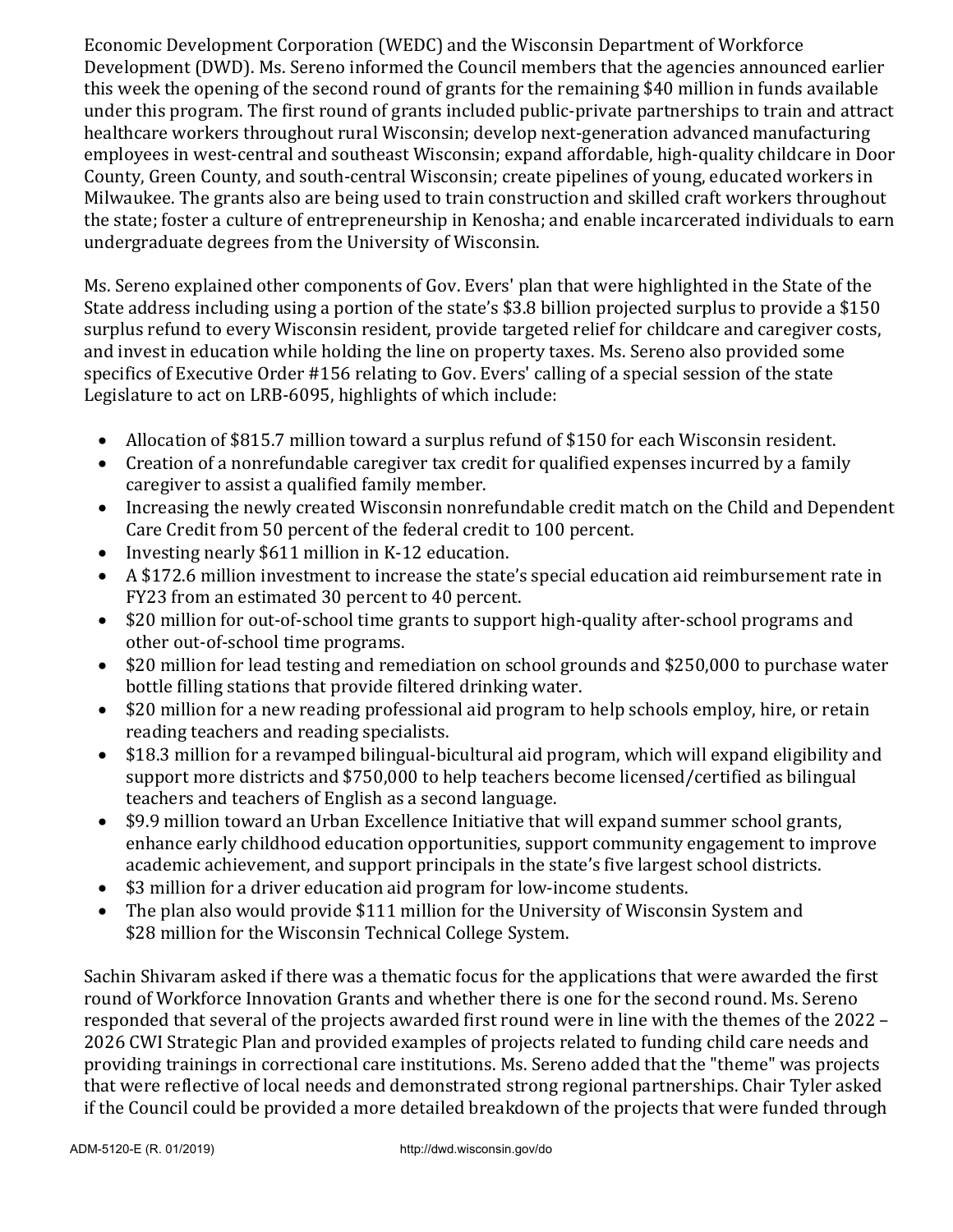Economic Development Corporation (WEDC) and the Wisconsin Department of Workforce Development (DWD). Ms. Sereno informed the Council members that the agencies announced earlier this week the opening of the second round of grants for the remaining $40 million in funds available under this program. The first round of grants included public-private partnerships to train and attract healthcare workers throughout rural Wisconsin; develop next-generation advanced manufacturing employees in west-central and southeast Wisconsin; expand affordable, high-quality childcare in Door County, Green County, and south-central Wisconsin; create pipelines of young, educated workers in Milwaukee. The grants also are being used to train construction and skilled craft workers throughout the state; foster a culture of entrepreneurship in Kenosha; and enable incarcerated individuals to earn undergraduate degrees from the University of Wisconsin.

Ms. Sereno explained other components of Gov. Evers' plan that were highlighted in the State of the State address including using a portion of the state's $3.8 billion projected surplus to provide a $150 surplus refund to every Wisconsin resident, provide targeted relief for childcare and caregiver costs, and invest in education while holding the line on property taxes. Ms. Sereno also provided some specifics of Executive Order #156 relating to Gov. Evers' calling of a special session of the state Legislature to act on LRB-6095, highlights of which include:

- Allocation of $815.7 million toward a surplus refund of $150 for each Wisconsin resident.
- Creation of a nonrefundable caregiver tax credit for qualified expenses incurred by a family caregiver to assist a qualified family member.
- Increasing the newly created Wisconsin nonrefundable credit match on the Child and Dependent Care Credit from 50 percent of the federal credit to 100 percent.
- Investing nearly $611 million in K-12 education.
- A $172.6 million investment to increase the state's special education aid reimbursement rate in FY23 from an estimated 30 percent to 40 percent.
- $20 million for out-of-school time grants to support high-quality after-school programs and other out-of-school time programs.
- $20 million for lead testing and remediation on school grounds and $250,000 to purchase water bottle filling stations that provide filtered drinking water.
- $20 million for a new reading professional aid program to help schools employ, hire, or retain reading teachers and reading specialists.
- $18.3 million for a revamped bilingual-bicultural aid program, which will expand eligibility and support more districts and $750,000 to help teachers become licensed/certified as bilingual teachers and teachers of English as a second language.
- $9.9 million toward an Urban Excellence Initiative that will expand summer school grants, enhance early childhood education opportunities, support community engagement to improve academic achievement, and support principals in the state's five largest school districts.
- $3 million for a driver education aid program for low-income students.
- The plan also would provide $111 million for the University of Wisconsin System and $28 million for the Wisconsin Technical College System.

Sachin Shivaram asked if there was a thematic focus for the applications that were awarded the first round of Workforce Innovation Grants and whether there is one for the second round. Ms. Sereno responded that several of the projects awarded first round were in line with the themes of the 2022 – 2026 CWI Strategic Plan and provided examples of projects related to funding child care needs and providing trainings in correctional care institutions. Ms. Sereno added that the "theme" was projects that were reflective of local needs and demonstrated strong regional partnerships. Chair Tyler asked if the Council could be provided a more detailed breakdown of the projects that were funded through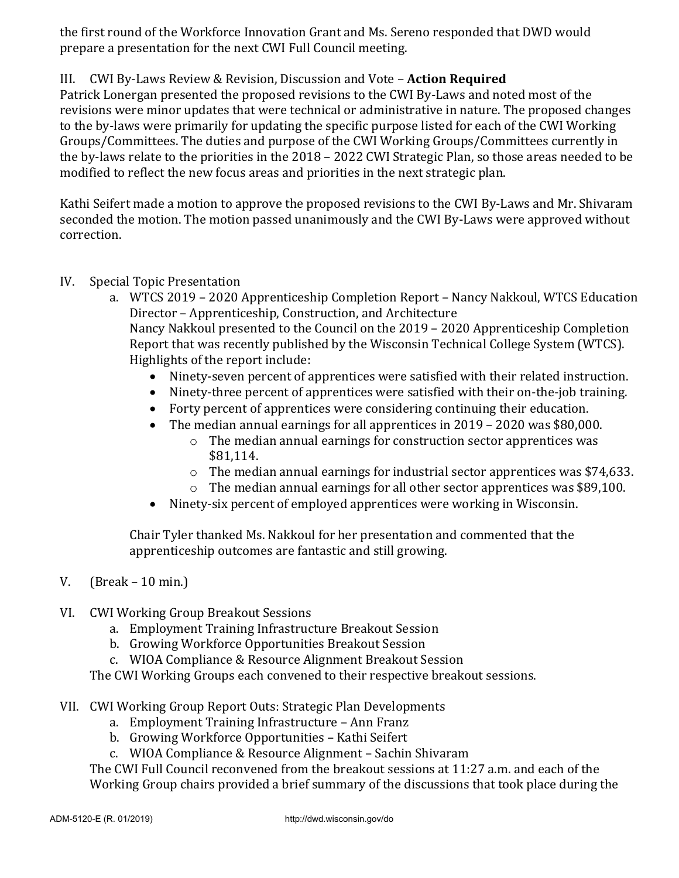the first round of the Workforce Innovation Grant and Ms. Sereno responded that DWD would prepare a presentation for the next CWI Full Council meeting.

III. CWI By-Laws Review & Revision, Discussion and Vote – **Action Required**

Patrick Lonergan presented the proposed revisions to the CWI By-Laws and noted most of the revisions were minor updates that were technical or administrative in nature. The proposed changes to the by-laws were primarily for updating the specific purpose listed for each of the CWI Working Groups/Committees. The duties and purpose of the CWI Working Groups/Committees currently in the by-laws relate to the priorities in the 2018 – 2022 CWI Strategic Plan, so those areas needed to be modified to reflect the new focus areas and priorities in the next strategic plan.

Kathi Seifert made a motion to approve the proposed revisions to the CWI By-Laws and Mr. Shivaram seconded the motion. The motion passed unanimously and the CWI By-Laws were approved without correction.

IV. Special Topic Presentation
   a. WTCS 2019 – 2020 Apprenticeship Completion Report – Nancy Nakkoul, WTCS Education Director – Apprenticeship, Construction, and Architecture
   Nancy Nakkoul presented to the Council on the 2019 – 2020 Apprenticeship Completion Report that was recently published by the Wisconsin Technical College System (WTCS). Highlights of the report include:
      - Ninety-seven percent of apprentices were satisfied with their related instruction.
      - Ninety-three percent of apprentices were satisfied with their on-the-job training.
      - Forty percent of apprentices were considering continuing their education.
      - The median annual earnings for all apprentices in 2019 – 2020 was $80,000.
         - The median annual earnings for construction sector apprentices was $81,114.
         - The median annual earnings for industrial sector apprentices was $74,633.
         - The median annual earnings for all other sector apprentices was $89,100.
      - Ninety-six percent of employed apprentices were working in Wisconsin.

   Chair Tyler thanked Ms. Nakkoul for her presentation and commented that the apprenticeship outcomes are fantastic and still growing.

V. (Break – 10 min.)

VI. CWI Working Group Breakout Sessions
   a. Employment Training Infrastructure Breakout Session
   b. Growing Workforce Opportunities Breakout Session
   c. WIOA Compliance & Resource Alignment Breakout Session

   The CWI Working Groups each convened to their respective breakout sessions.

VII. CWI Working Group Report Outs: Strategic Plan Developments
   a. Employment Training Infrastructure – Ann Franz
   b. Growing Workforce Opportunities – Kathi Seifert
   c. WIOA Compliance & Resource Alignment – Sachin Shivaram

   The CWI Full Council reconvened from the breakout sessions at 11:27 a.m. and each of the Working Group chairs provided a brief summary of the discussions that took place during the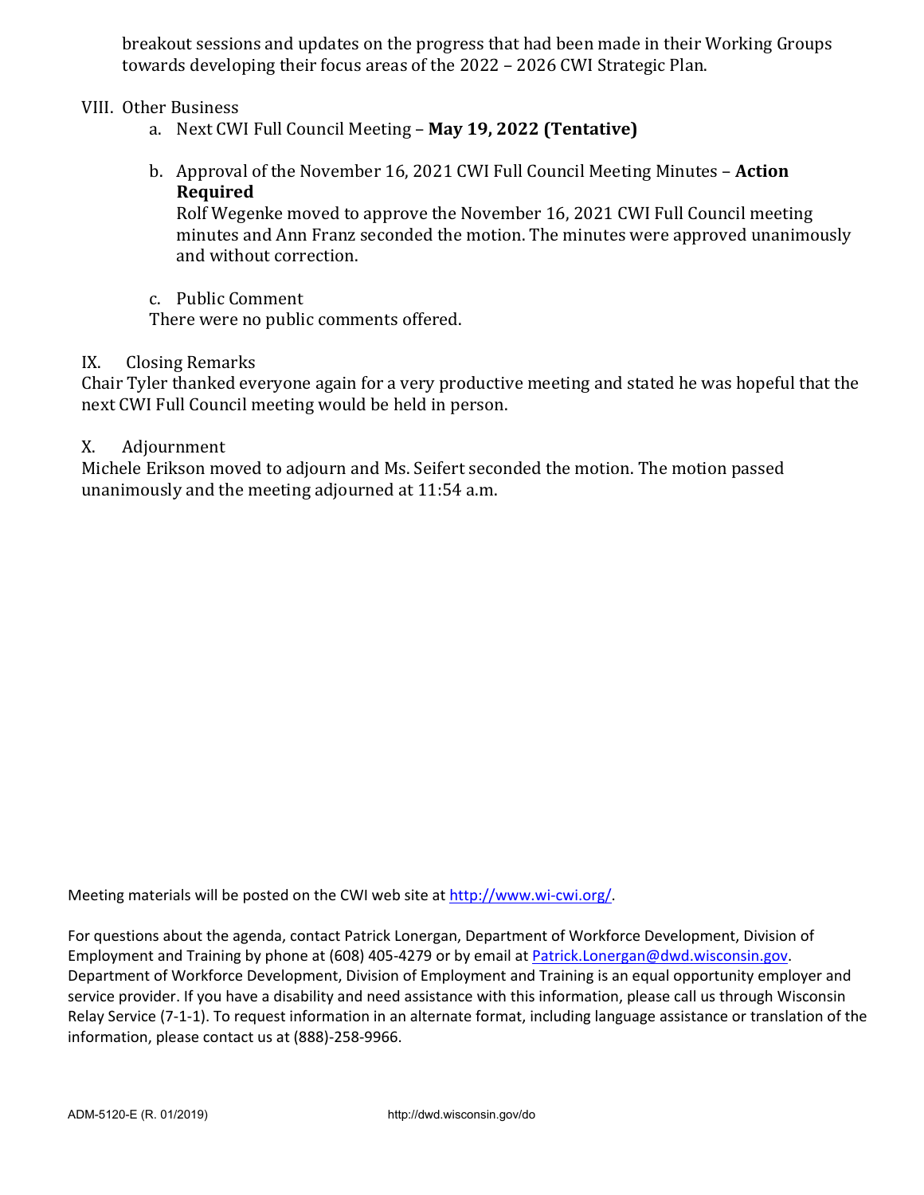breakout sessions and updates on the progress that had been made in their Working Groups towards developing their focus areas of the 2022 – 2026 CWI Strategic Plan.

VIII. Other Business

a. Next CWI Full Council Meeting – **May 19, 2022 (Tentative)**

b. Approval of the November 16, 2021 CWI Full Council Meeting Minutes – **Action Required**
Rolf Wegenke moved to approve the November 16, 2021 CWI Full Council meeting minutes and Ann Franz seconded the motion. The minutes were approved unanimously and without correction.

c. Public Comment
There were no public comments offered.

IX. Closing Remarks
Chair Tyler thanked everyone again for a very productive meeting and stated he was hopeful that the next CWI Full Council meeting would be held in person.

X. Adjournment
Michele Erikson moved to adjourn and Ms. Seifert seconded the motion. The motion passed unanimously and the meeting adjourned at 11:54 a.m.

Meeting materials will be posted on the CWI web site at http://www.wi-cwi.org/.

For questions about the agenda, contact Patrick Lonergan, Department of Workforce Development, Division of Employment and Training by phone at (608) 405-4279 or by email at Patrick.Lonergan@dwd.wisconsin.gov. Department of Workforce Development, Division of Employment and Training is an equal opportunity employer and service provider. If you have a disability and need assistance with this information, please call us through Wisconsin Relay Service (7-1-1). To request information in an alternate format, including language assistance or translation of the information, please contact us at (888)-258-9966.

ADM-5120-E (R. 01/2019) http://dwd.wisconsin.gov/do